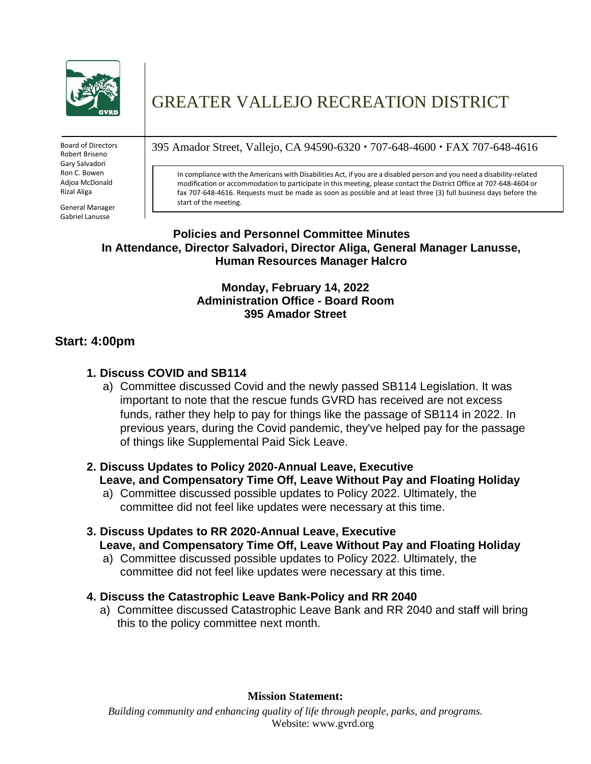# GREATER VALLEJO RECREATION DISTRICT

Board of Directors
Robert Briseno
Gary Salvadori
Ron C. Bowen
Adjoa McDonald
Rizal Aliga

General Manager
Gabriel Lanusse

395 Amador Street, Vallejo, CA 94590-6320 • 707-648-4600 • FAX 707-648-4616

In compliance with the Americans with Disabilities Act, if you are a disabled person and you need a disability-related modification or accommodation to participate in this meeting, please contact the District Office at 707-648-4604 or fax 707-648-4616. Requests must be made as soon as possible and at least three (3) full business days before the start of the meeting.

**Policies and Personnel Committee Minutes**
**In Attendance, Director Salvadori, Director Aliga, General Manager Lanusse, Human Resources Manager Halcro**

**Monday, February 14, 2022**
**Administration Office - Board Room**
**395 Amador Street**

## Start: 4:00pm

**1. Discuss COVID and SB114**

a) Committee discussed Covid and the newly passed SB114 Legislation. It was important to note that the rescue funds GVRD has received are not excess funds, rather they help to pay for things like the passage of SB114 in 2022. In previous years, during the Covid pandemic, they've helped pay for the passage of things like Supplemental Paid Sick Leave.

**2. Discuss Updates to Policy 2020-Annual Leave, Executive Leave, and Compensatory Time Off, Leave Without Pay and Floating Holiday**

a) Committee discussed possible updates to Policy 2022. Ultimately, the committee did not feel like updates were necessary at this time.

**3. Discuss Updates to RR 2020-Annual Leave, Executive Leave, and Compensatory Time Off, Leave Without Pay and Floating Holiday**

a) Committee discussed possible updates to Policy 2022. Ultimately, the committee did not feel like updates were necessary at this time.

**4. Discuss the Catastrophic Leave Bank-Policy and RR 2040**

a) Committee discussed Catastrophic Leave Bank and RR 2040 and staff will bring this to the policy committee next month.

**Mission Statement:**

*Building community and enhancing quality of life through people, parks, and programs.*

Website: www.gvrd.org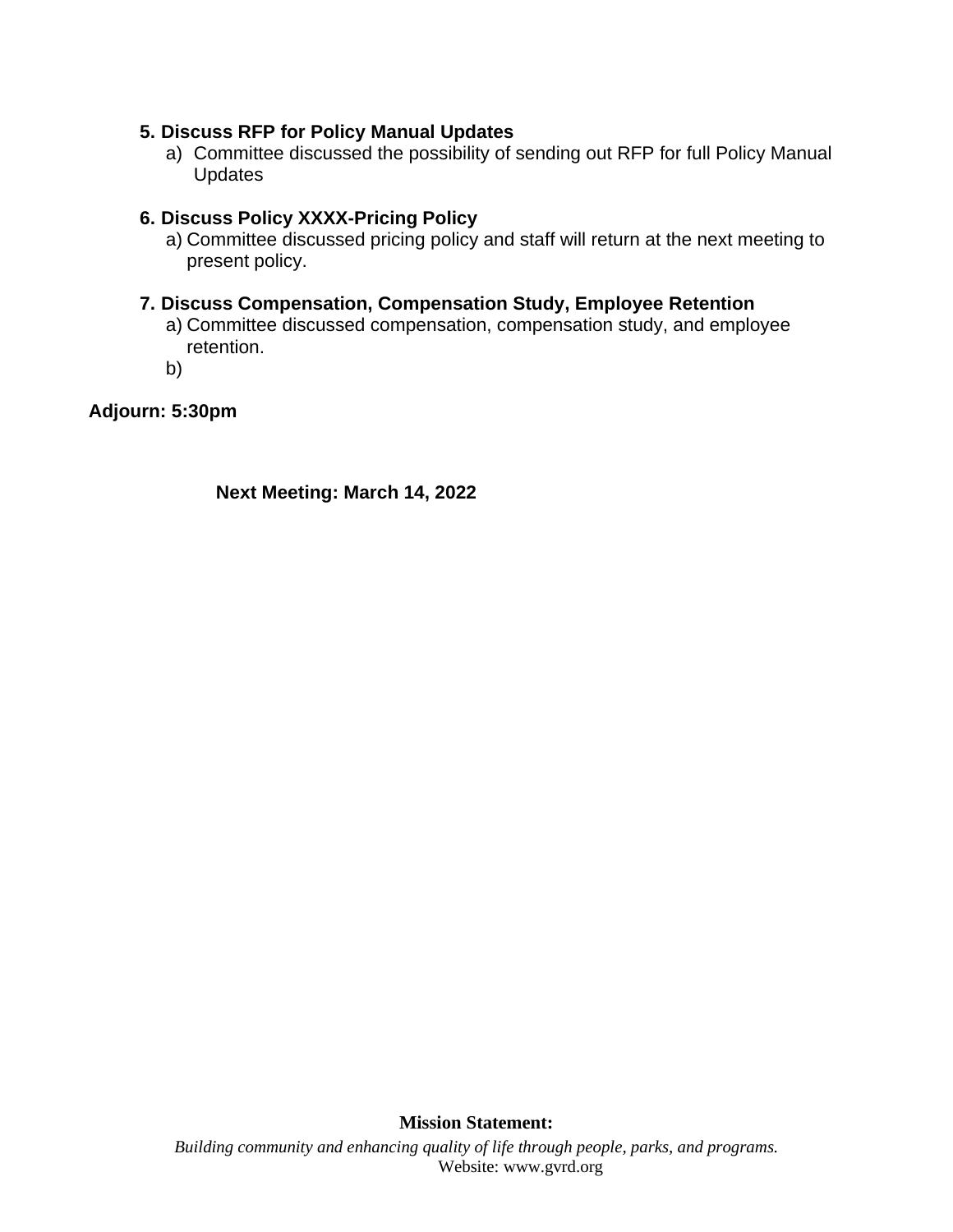**5. Discuss RFP for Policy Manual Updates**

a) Committee discussed the possibility of sending out RFP for full Policy Manual Updates

**6. Discuss Policy XXXX-Pricing Policy**

a) Committee discussed pricing policy and staff will return at the next meeting to present policy.

**7. Discuss Compensation, Compensation Study, Employee Retention**

a) Committee discussed compensation, compensation study, and employee retention.

b)

**Adjourn: 5:30pm**

**Next Meeting: March 14, 2022**

**Mission Statement:**

*Building community and enhancing quality of life through people, parks, and programs.*

Website: www.gvrd.org